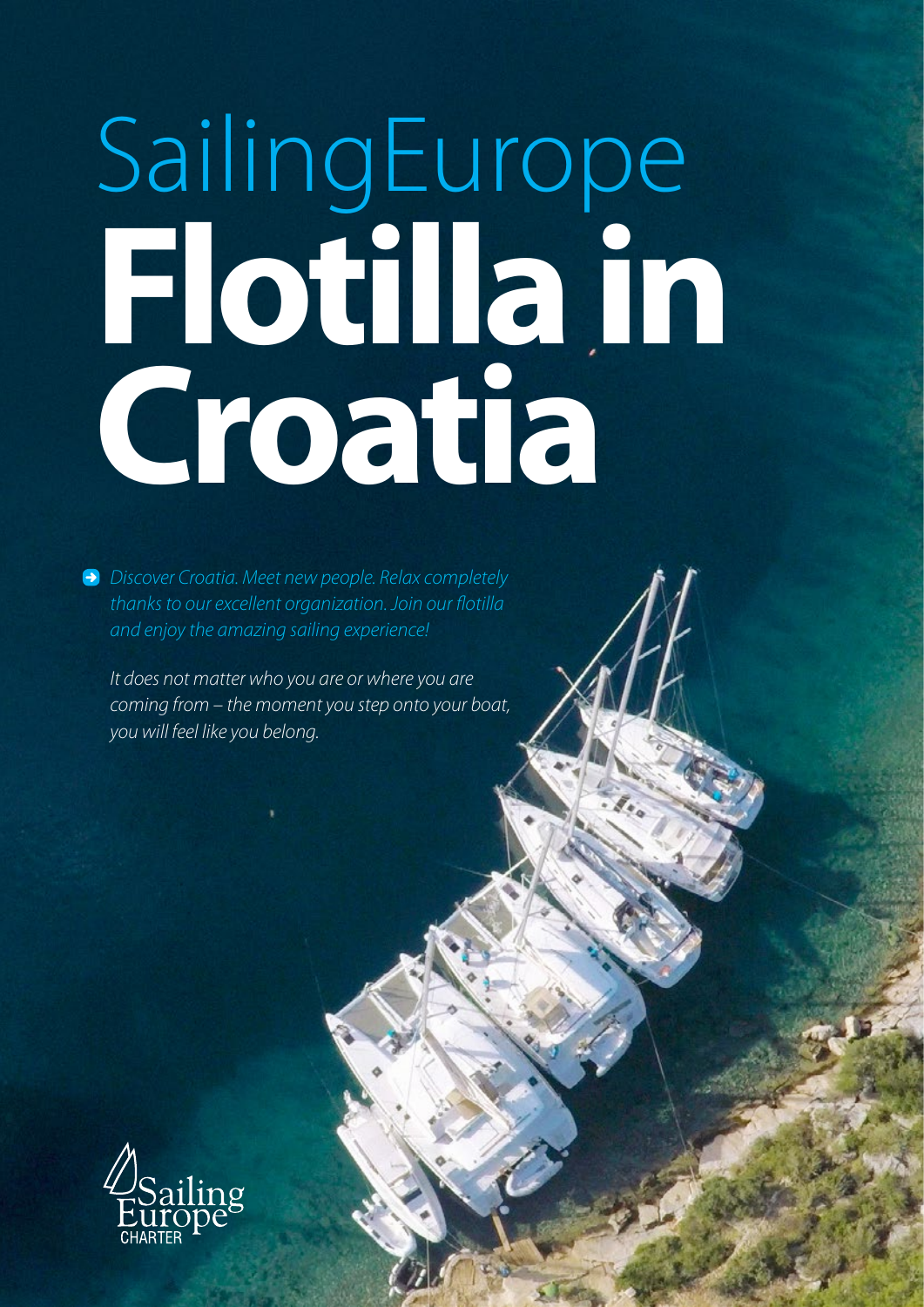# SailingEurope **Flotilla in Croatia**

*Discover Croatia. Meet new people. Relax completely thanks to our excellent organization. Join our flotilla and enjoy the amazing sailing experience!*

*It does not matter who you are or where you are coming from – the moment you step onto your boat, you will feel like you belong.*

Sailing Europe CHARTER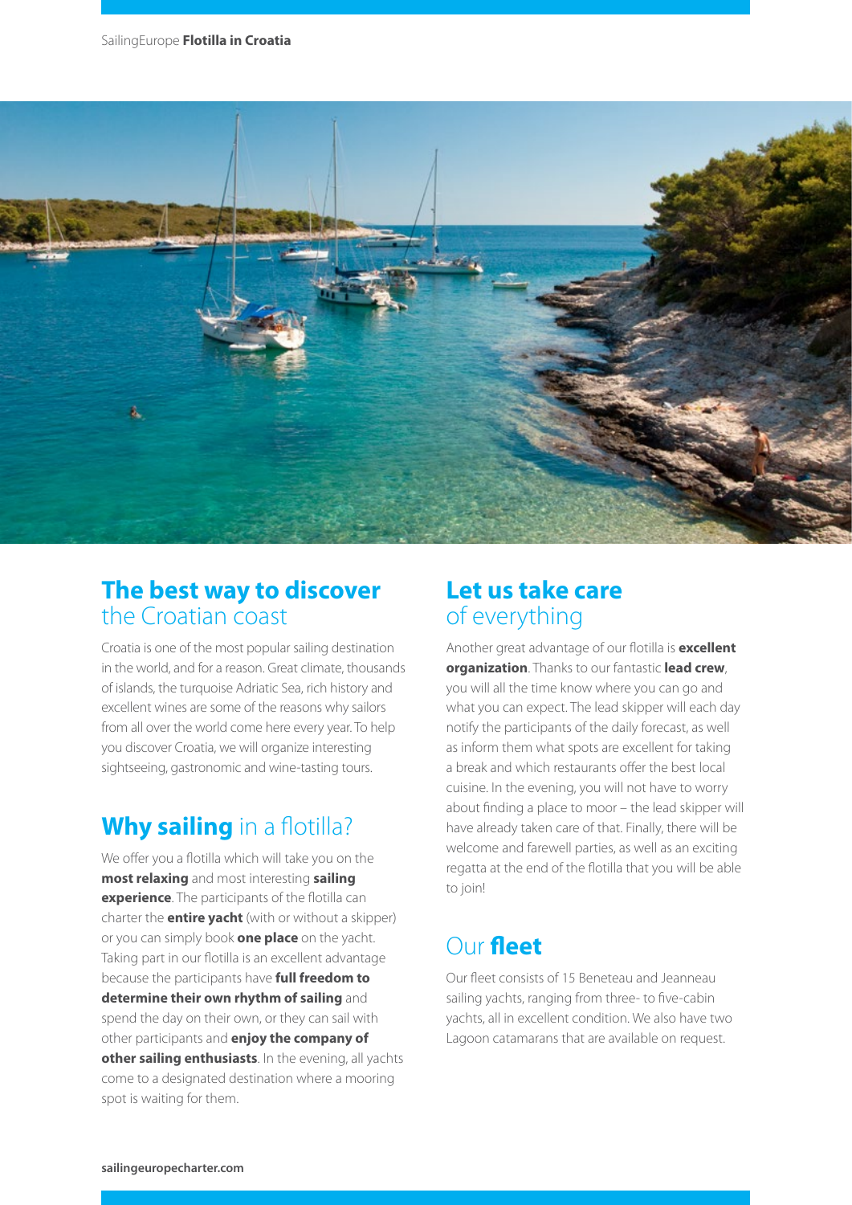## The best way to discover the Croatian coast

Croatia is one of the most popular sailing destination in the world, and for a reason. Great climate, thousands of islands, the turquoise Adriatic Sea, rich history and excellent wines are some of the reasons why sailors from all over the world come here every year. To help you discover Croatia, we will organize interesting sightseeing, gastronomic and wine-tasting tours.

## Why sailing in a flotilla?

We offer you a flotilla which will take you on the **most relaxing** and most interesting **sailing experience**. The participants of the flotilla can charter the **entire yacht** (with or without a skipper) or you can simply book **one place** on the yacht. Taking part in our flotilla is an excellent advantage because the participants have **full freedom to determine their own rhythm of sailing** and spend the day on their own, or they can sail with other participants and **enjoy the company of other sailing enthusiasts**. In the evening, all yachts come to a designated destination where a mooring spot is waiting for them.

## Let us take care of everything

Another great advantage of our flotilla is **excellent organization**. Thanks to our fantastic **lead crew**, you will all the time know where you can go and what you can expect. The lead skipper will each day notify the participants of the daily forecast, as well as inform them what spots are excellent for taking a break and which restaurants offer the best local cuisine. In the evening, you will not have to worry about finding a place to moor – the lead skipper will have already taken care of that. Finally, there will be welcome and farewell parties, as well as an exciting regatta at the end of the flotilla that you will be able to join!

## Our fleet

Our fleet consists of 15 Beneteau and Jeanneau sailing yachts, ranging from three- to five-cabin yachts, all in excellent condition. We also have two Lagoon catamarans that are available on request.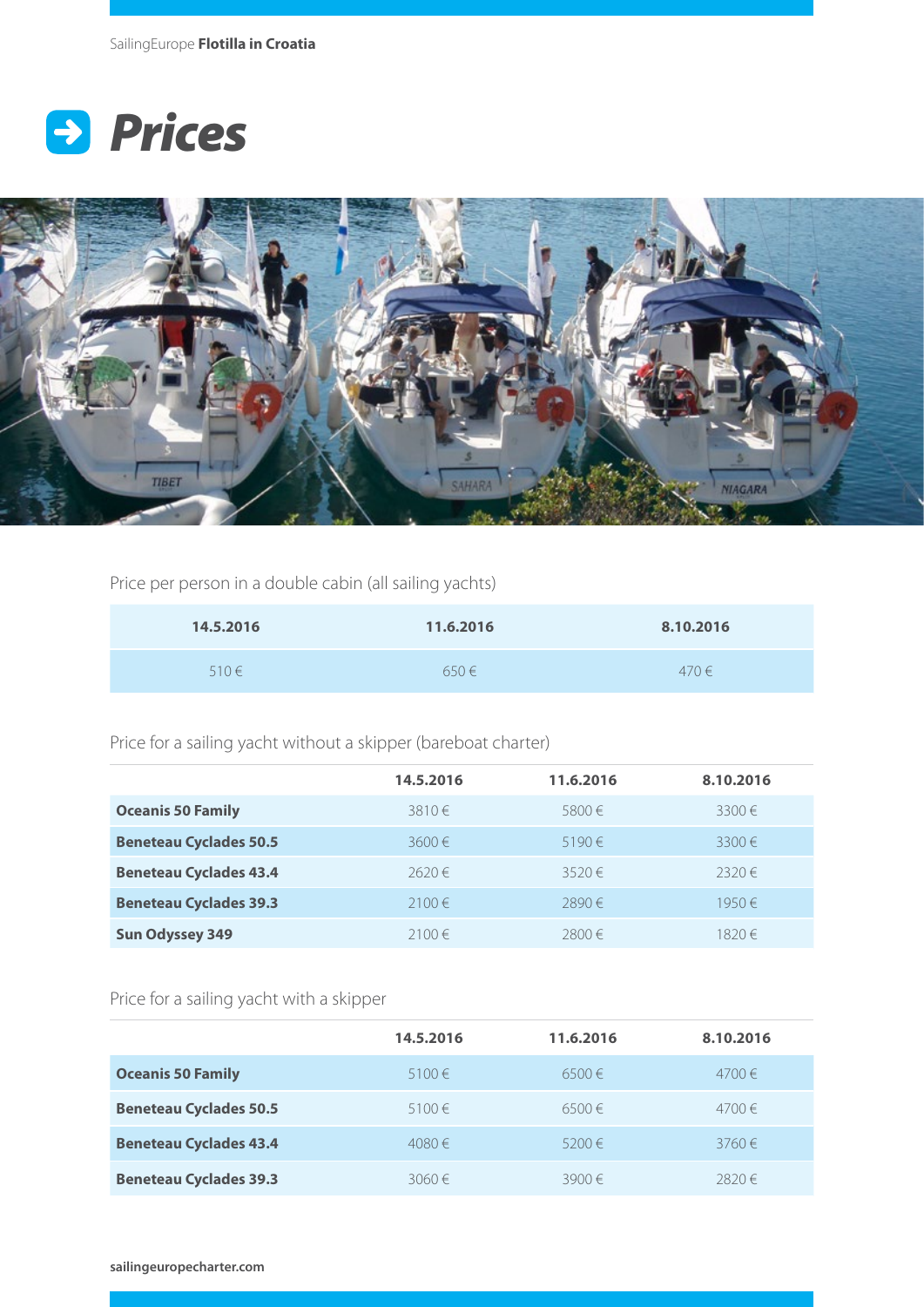# Prices

Price per person in a double cabin (all sailing yachts)

| 14.5.2016 | 11.6.2016 | 8.10.2016 |
|---|---|---|
| 510 € | 650 € | 470 € |

Price for a sailing yacht without a skipper (bareboat charter)

| | 14.5.2016 | 11.6.2016 | 8.10.2016 |
|---|---|---|---|
| **Oceanis 50 Family** | 3810 € | 5800 € | 3300 € |
| **Beneteau Cyclades 50.5** | 3600 € | 5190 € | 3300 € |
| **Beneteau Cyclades 43.4** | 2620 € | 3520 € | 2320 € |
| **Beneteau Cyclades 39.3** | 2100 € | 2890 € | 1950 € |
| **Sun Odyssey 349** | 2100 € | 2800 € | 1820 € |

Price for a sailing yacht with a skipper

| | 14.5.2016 | 11.6.2016 | 8.10.2016 |
|---|---|---|---|
| **Oceanis 50 Family** | 5100 € | 6500 € | 4700 € |
| **Beneteau Cyclades 50.5** | 5100 € | 6500 € | 4700 € |
| **Beneteau Cyclades 43.4** | 4080 € | 5200 € | 3760 € |
| **Beneteau Cyclades 39.3** | 3060 € | 3900 € | 2820 € |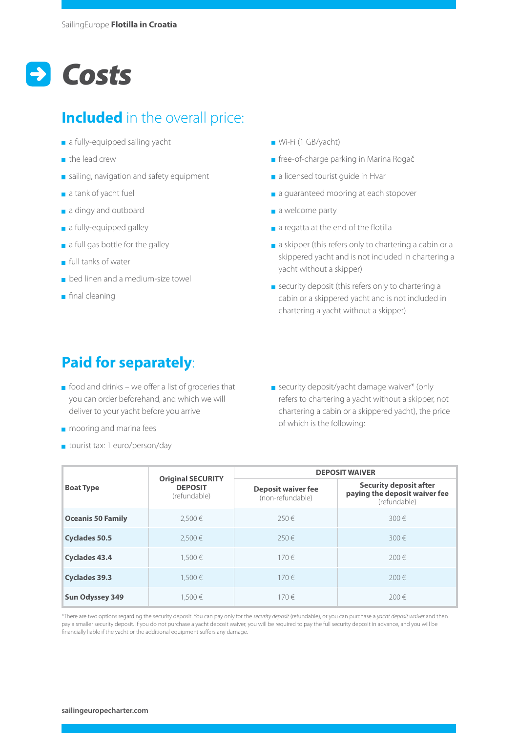# Costs

## **Included** in the overall price:

- a fully-equipped sailing yacht
- the lead crew
- sailing, navigation and safety equipment
- a tank of yacht fuel
- a dingy and outboard
- a fully-equipped galley
- a full gas bottle for the galley
- full tanks of water
- bed linen and a medium-size towel
- final cleaning
- Wi-Fi (1 GB/yacht)
- free-of-charge parking in Marina Rogač
- a licensed tourist guide in Hvar
- a guaranteed mooring at each stopover
- a welcome party
- a regatta at the end of the flotilla
- a skipper (this refers only to chartering a cabin or a skippered yacht and is not included in chartering a yacht without a skipper)
- security deposit (this refers only to chartering a cabin or a skippered yacht and is not included in chartering a yacht without a skipper)

## **Paid for separately**:

- food and drinks – we offer a list of groceries that you can order beforehand, and which we will deliver to your yacht before you arrive
- mooring and marina fees
- tourist tax: 1 euro/person/day
- security deposit/yacht damage waiver* (only refers to chartering a yacht without a skipper, not chartering a cabin or a skippered yacht), the price of which is the following:

| Boat Type | Original SECURITY DEPOSIT (refundable) | DEPOSIT WAIVER | |
|---|---|---|---|
| | | Deposit waiver fee (non-refundable) | Security deposit after paying the deposit waiver fee (refundable) |
| **Oceanis 50 Family** | 2,500 € | 250 € | 300 € |
| **Cyclades 50.5** | 2,500 € | 250 € | 300 € |
| **Cyclades 43.4** | 1,500 € | 170 € | 200 € |
| **Cyclades 39.3** | 1,500 € | 170 € | 200 € |
| **Sun Odyssey 349** | 1,500 € | 170 € | 200 € |

*There are two options regarding the security deposit. You can pay only for the *security deposit* (refundable), or you can purchase a *yacht deposit waiver* and then pay a smaller security deposit. If you do not purchase a yacht deposit waiver, you will be required to pay the full security deposit in advance, and you will be financially liable if the yacht or the additional equipment suffers any damage.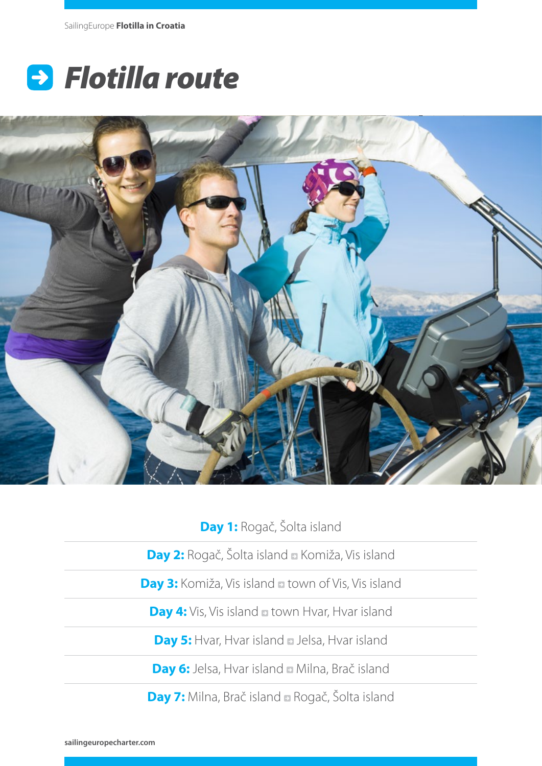# Flotilla route

**Day 1:** Rogač, Šolta island

**Day 2:** Rogač, Šolta island → Komiža, Vis island

**Day 3:** Komiža, Vis island → town of Vis, Vis island

**Day 4:** Vis, Vis island → town Hvar, Hvar island

**Day 5:** Hvar, Hvar island → Jelsa, Hvar island

**Day 6:** Jelsa, Hvar island → Milna, Brač island

**Day 7:** Milna, Brač island → Rogač, Šolta island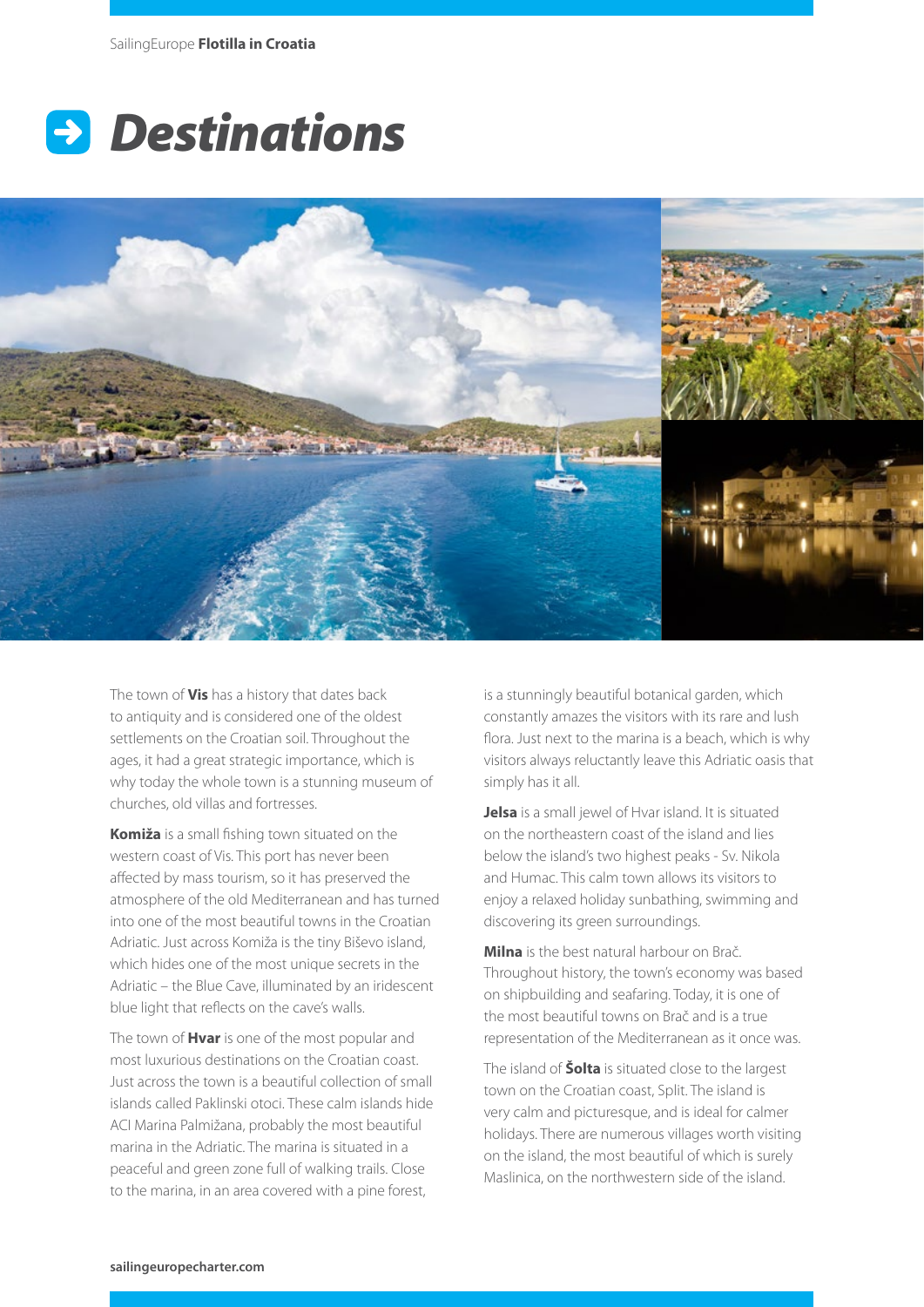# Destinations

The town of **Vis** has a history that dates back to antiquity and is considered one of the oldest settlements on the Croatian soil. Throughout the ages, it had a great strategic importance, which is why today the whole town is a stunning museum of churches, old villas and fortresses.

**Komiža** is a small fishing town situated on the western coast of Vis. This port has never been affected by mass tourism, so it has preserved the atmosphere of the old Mediterranean and has turned into one of the most beautiful towns in the Croatian Adriatic. Just across Komiža is the tiny Biševo island, which hides one of the most unique secrets in the Adriatic – the Blue Cave, illuminated by an iridescent blue light that reflects on the cave's walls.

The town of **Hvar** is one of the most popular and most luxurious destinations on the Croatian coast. Just across the town is a beautiful collection of small islands called Paklinski otoci. These calm islands hide ACI Marina Palmižana, probably the most beautiful marina in the Adriatic. The marina is situated in a peaceful and green zone full of walking trails. Close to the marina, in an area covered with a pine forest, is a stunningly beautiful botanical garden, which constantly amazes the visitors with its rare and lush flora. Just next to the marina is a beach, which is why visitors always reluctantly leave this Adriatic oasis that simply has it all.

**Jelsa** is a small jewel of Hvar island. It is situated on the northeastern coast of the island and lies below the island's two highest peaks - Sv. Nikola and Humac. This calm town allows its visitors to enjoy a relaxed holiday sunbathing, swimming and discovering its green surroundings.

**Milna** is the best natural harbour on Brač. Throughout history, the town's economy was based on shipbuilding and seafaring. Today, it is one of the most beautiful towns on Brač and is a true representation of the Mediterranean as it once was.

The island of **Šolta** is situated close to the largest town on the Croatian coast, Split. The island is very calm and picturesque, and is ideal for calmer holidays. There are numerous villages worth visiting on the island, the most beautiful of which is surely Maslinica, on the northwestern side of the island.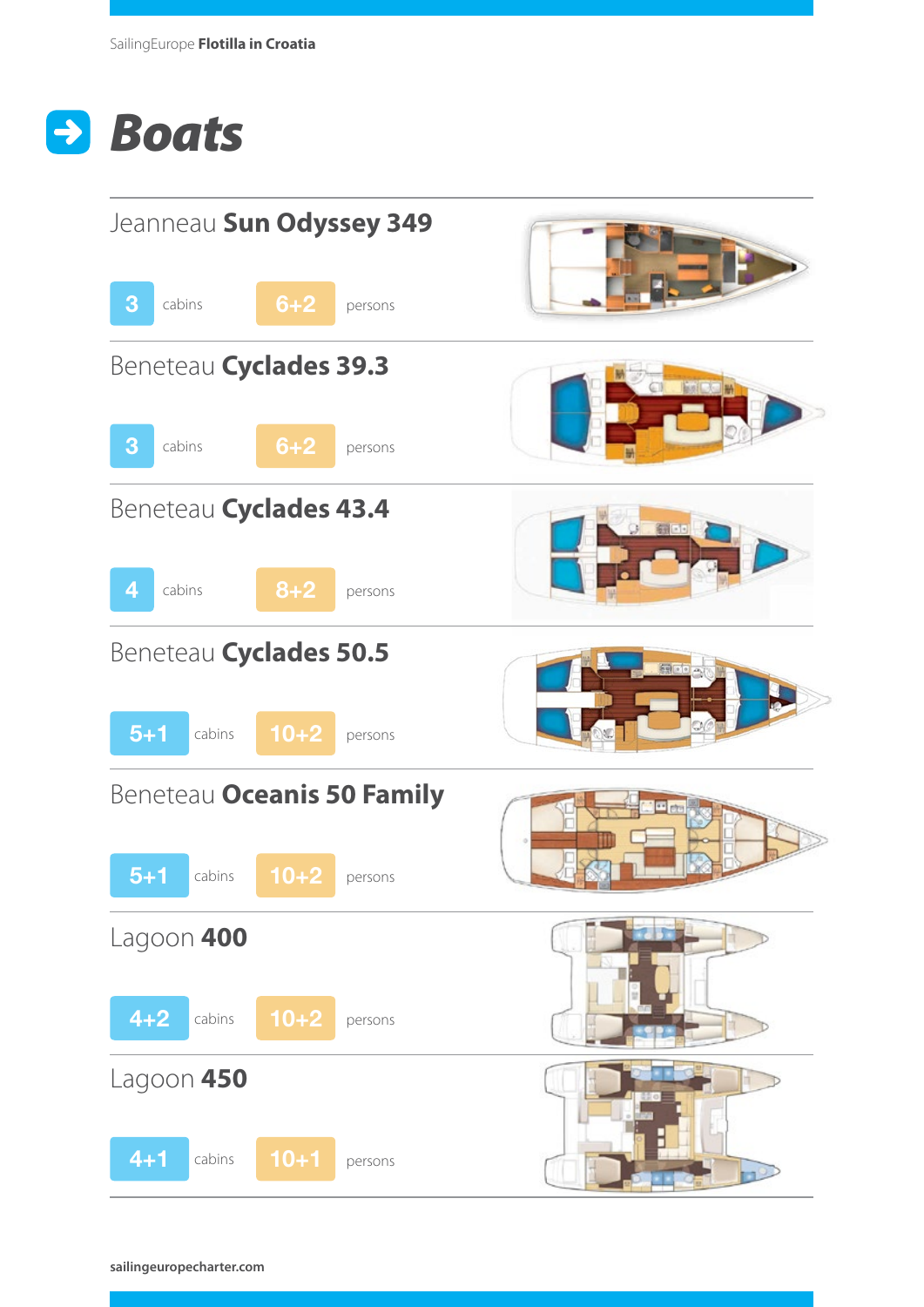# Boats

## Jeanneau **Sun Odyssey 349**

3 cabins 6+2 persons

## Beneteau **Cyclades 39.3**

3 cabins 6+2 persons

## Beneteau **Cyclades 43.4**

4 cabins 8+2 persons

## Beneteau **Cyclades 50.5**

5+1 cabins 10+2 persons

## Beneteau **Oceanis 50 Family**

5+1 cabins 10+2 persons

## Lagoon **400**

4+2 cabins 10+2 persons

## Lagoon **450**

4+1 cabins 10+1 persons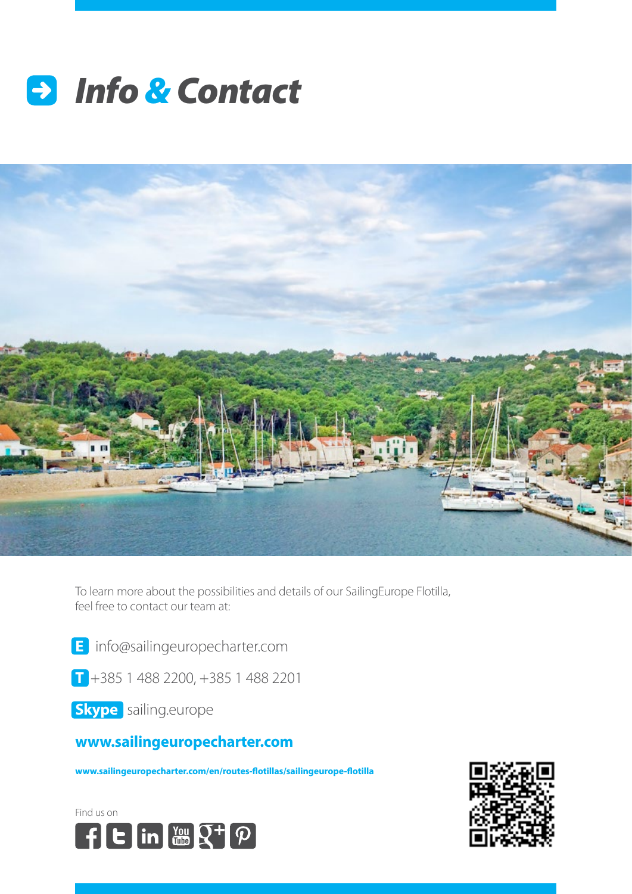# Info & Contact

To learn more about the possibilities and details of our SailingEurope Flotilla, feel free to contact our team at:

**E** info@sailingeuropecharter.com

**T** +385 1 488 2200, +385 1 488 2201

**Skype** sailing.europe

**www.sailingeuropecharter.com**

**www.sailingeuropecharter.com/en/routes-flotillas/sailingeurope-flotilla**

Find us on